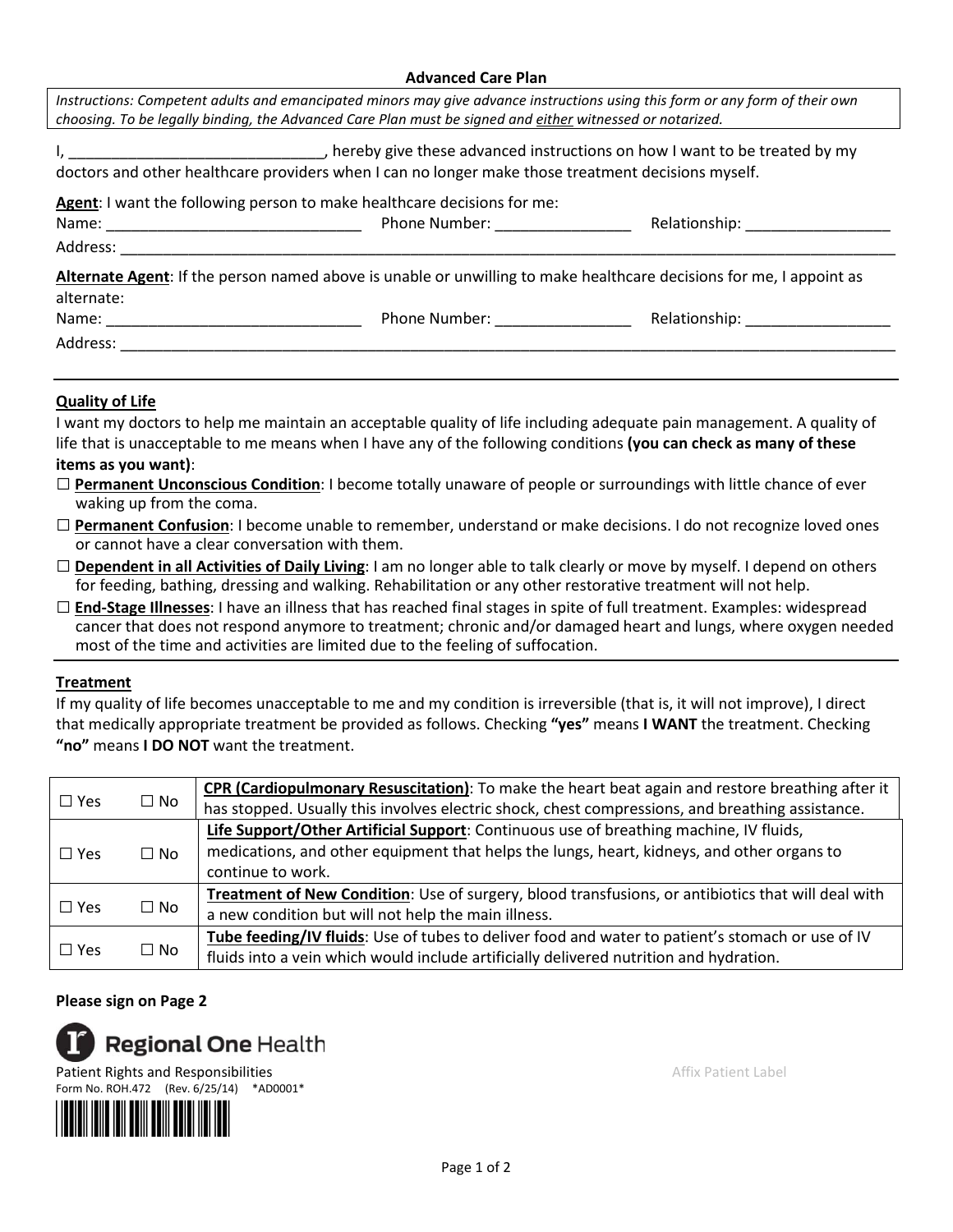# Advanced Care Plan

*Instructions: Competent adults and emancipated minors may give advance instructions using this form or any form of their own choosing. To be legally binding, the Advanced Care Plan must be signed and* ***either*** *witnessed or notarized.*

I, ______________________________, hereby give these advanced instructions on how I want to be treated by my doctors and other healthcare providers when I can no longer make those treatment decisions myself.

**Agent**: I want the following person to make healthcare decisions for me:
Name: ______________________________ Phone Number: ________________ Relationship: _________________
Address: _____________________________________________________________________________________

**Alternate Agent**: If the person named above is unable or unwilling to make healthcare decisions for me, I appoint as alternate:
Name: ______________________________ Phone Number: ________________ Relationship: _________________
Address: _____________________________________________________________________________________

## Quality of Life

I want my doctors to help me maintain an acceptable quality of life including adequate pain management. A quality of life that is unacceptable to me means when I have any of the following conditions **(you can check as many of these items as you want)**:

☐ **Permanent Unconscious Condition**: I become totally unaware of people or surroundings with little chance of ever waking up from the coma.

☐ **Permanent Confusion**: I become unable to remember, understand or make decisions. I do not recognize loved ones or cannot have a clear conversation with them.

☐ **Dependent in all Activities of Daily Living**: I am no longer able to talk clearly or move by myself. I depend on others for feeding, bathing, dressing and walking. Rehabilitation or any other restorative treatment will not help.

☐ **End-Stage Illnesses**: I have an illness that has reached final stages in spite of full treatment. Examples: widespread cancer that does not respond anymore to treatment; chronic and/or damaged heart and lungs, where oxygen needed most of the time and activities are limited due to the feeling of suffocation.

## Treatment

If my quality of life becomes unacceptable to me and my condition is irreversible (that is, it will not improve), I direct that medically appropriate treatment be provided as follows. Checking **"yes"** means **I WANT** the treatment. Checking **"no"** means **I DO NOT** want the treatment.

| | | |
|---|---|---|
| ☐ Yes | ☐ No | **CPR (Cardiopulmonary Resuscitation)**: To make the heart beat again and restore breathing after it has stopped. Usually this involves electric shock, chest compressions, and breathing assistance. |
| ☐ Yes | ☐ No | **Life Support/Other Artificial Support**: Continuous use of breathing machine, IV fluids, medications, and other equipment that helps the lungs, heart, kidneys, and other organs to continue to work. |
| ☐ Yes | ☐ No | **Treatment of New Condition**: Use of surgery, blood transfusions, or antibiotics that will deal with a new condition but will not help the main illness. |
| ☐ Yes | ☐ No | **Tube feeding/IV fluids**: Use of tubes to deliver food and water to patient's stomach or use of IV fluids into a vein which would include artificially delivered nutrition and hydration. |

**Please sign on Page 2**

Regional One Health
Patient Rights and Responsibilities
Form No. ROH.472 (Rev. 6/25/14) *AD0001*

Affix Patient Label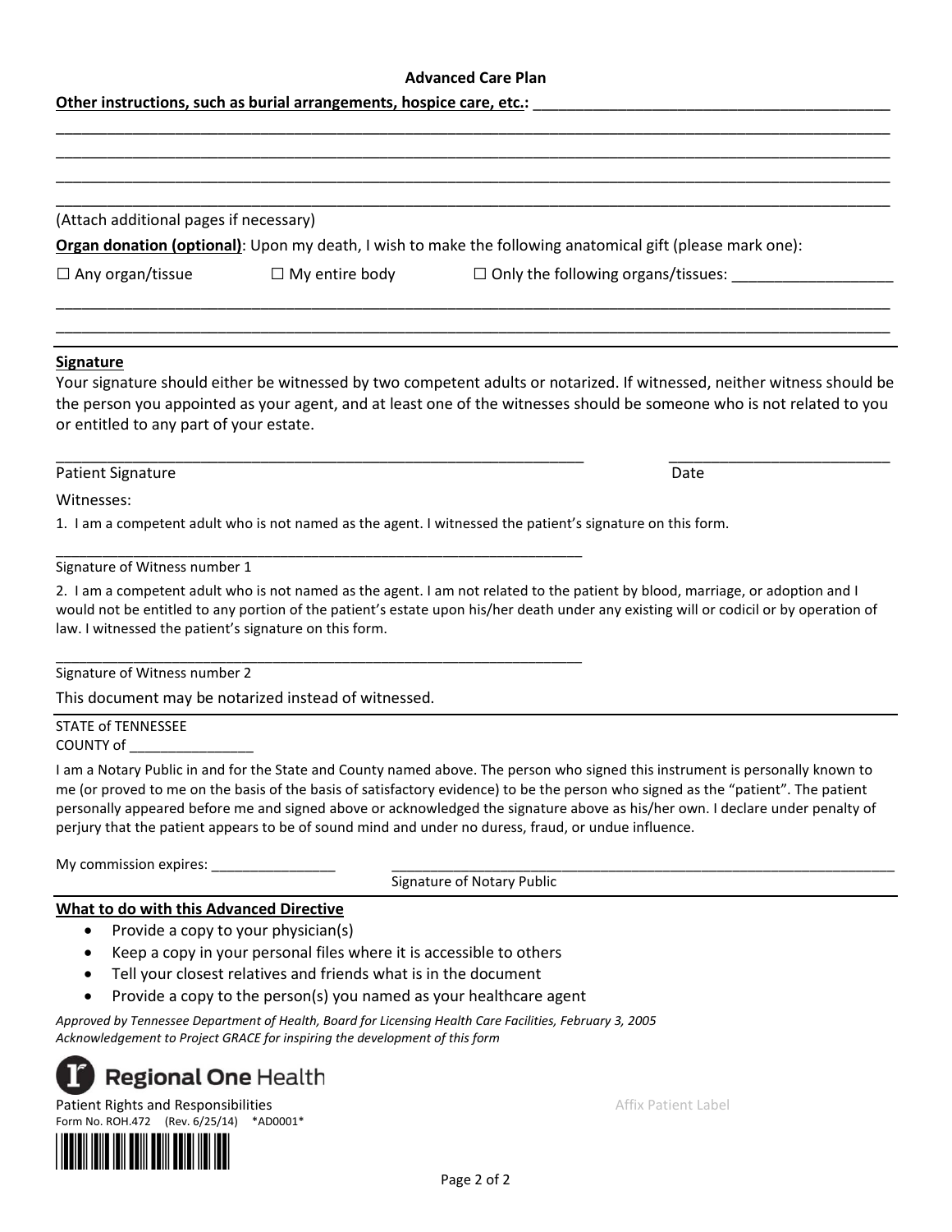## Advanced Care Plan

**Other instructions, such as burial arrangements, hospice care, etc.:** ___________________________________________

_____________________________________________________________________________________________

_____________________________________________________________________________________________

_____________________________________________________________________________________________

_____________________________________________________________________________________________

(Attach additional pages if necessary)

**Organ donation (optional)**: Upon my death, I wish to make the following anatomical gift (please mark one):

☐ Any organ/tissue ☐ My entire body ☐ Only the following organs/tissues: ___________________

_____________________________________________________________________________________________

_____________________________________________________________________________________________

**Signature**

Your signature should either be witnessed by two competent adults or notarized. If witnessed, neither witness should be the person you appointed as your agent, and at least one of the witnesses should be someone who is not related to you or entitled to any part of your estate.

_________________________________________________________________ ___________________________

Patient Signature Date

Witnesses:

1. I am a competent adult who is not named as the agent. I witnessed the patient's signature on this form.

_________________________________________________________________

Signature of Witness number 1

2. I am a competent adult who is not named as the agent. I am not related to the patient by blood, marriage, or adoption and I would not be entitled to any portion of the patient's estate upon his/her death under any existing will or codicil or by operation of law. I witnessed the patient's signature on this form.

_________________________________________________________________

Signature of Witness number 2

This document may be notarized instead of witnessed.

STATE of TENNESSEE
COUNTY of ________________

I am a Notary Public in and for the State and County named above. The person who signed this instrument is personally known to me (or proved to me on the basis of the basis of satisfactory evidence) to be the person who signed as the "patient". The patient personally appeared before me and signed above or acknowledged the signature above as his/her own. I declare under penalty of perjury that the patient appears to be of sound mind and under no duress, fraud, or undue influence.

My commission expires: ________________ _____________________________________________________________________

Signature of Notary Public

**What to do with this Advanced Directive**

- Provide a copy to your physician(s)
- Keep a copy in your personal files where it is accessible to others
- Tell your closest relatives and friends what is in the document
- Provide a copy to the person(s) you named as your healthcare agent

*Approved by Tennessee Department of Health, Board for Licensing Health Care Facilities, February 3, 2005*
*Acknowledgement to Project GRACE for inspiring the development of this form*

Regional One Health

Patient Rights and Responsibilities
Form No. ROH.472 (Rev. 6/25/14) *AD0001*

Affix Patient Label